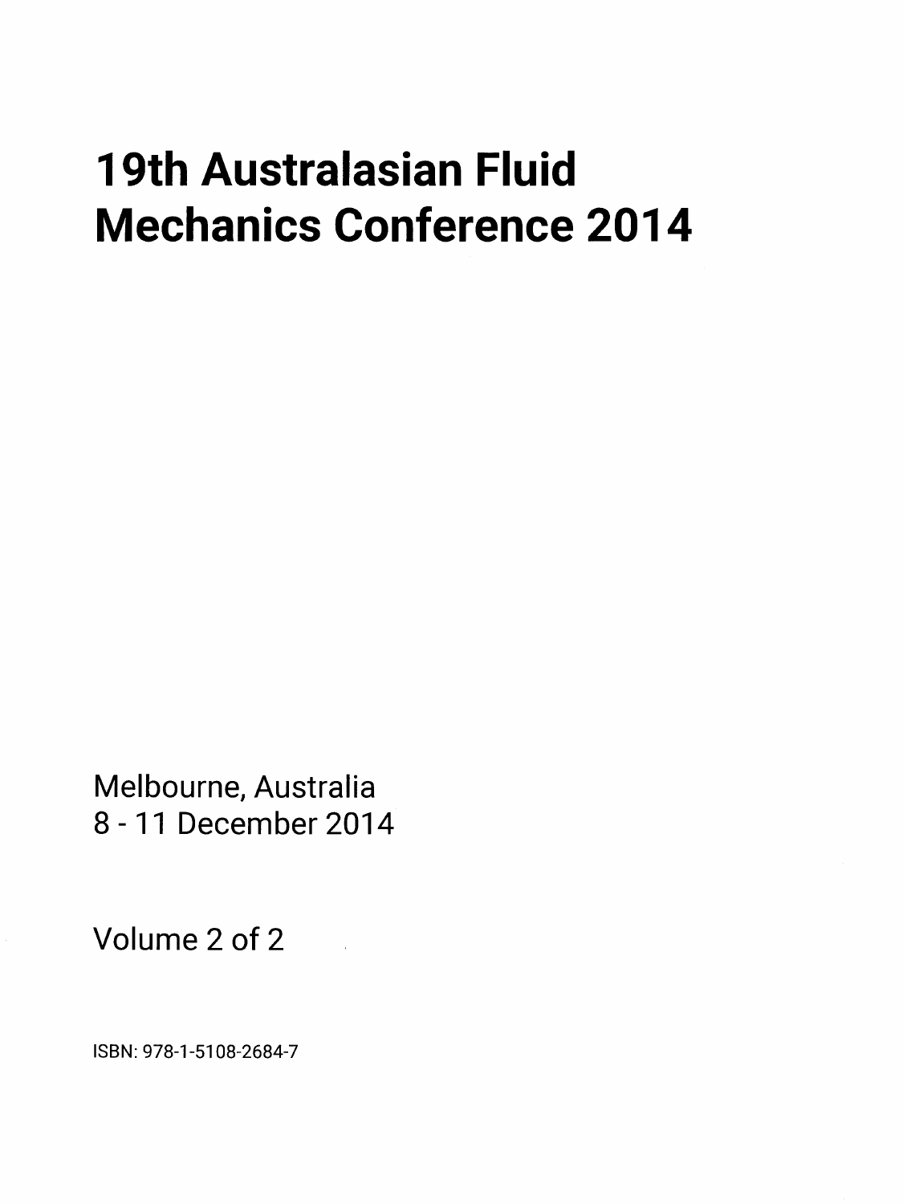# 19th Australasian Fluid Mechanics Conference 2014

Melbourne, Australia
8 - 11 December 2014

Volume 2 of 2

ISBN: 978-1-5108-2684-7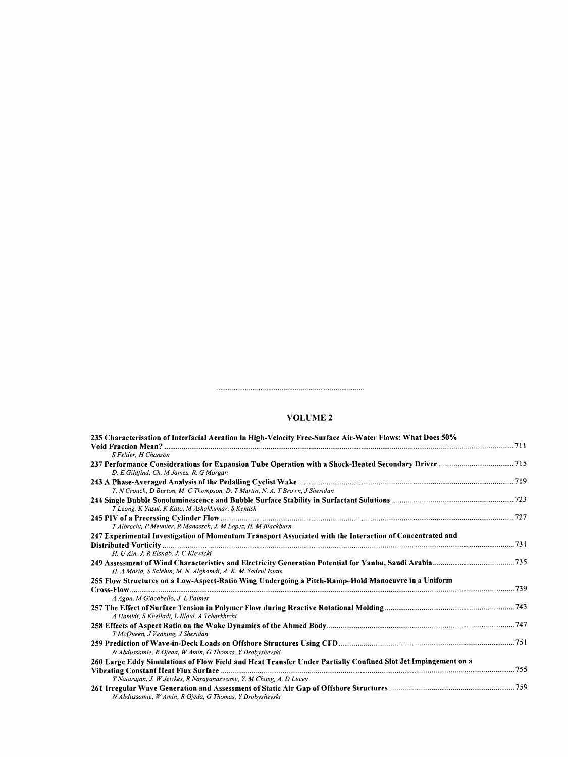## VOLUME 2

**235 Characterisation of Interfacial Aeration in High-Velocity Free-Surface Air-Water Flows: What Does 50% Void Fraction Mean?** ........ 711
*S Felder, H Chanson*

**237 Performance Considerations for Expansion Tube Operation with a Shock-Heated Secondary Driver** ........ 715
*D. E Gildfind, Ch. M James, R. G Morgan*

**243 A Phase-Averaged Analysis of the Pedalling Cyclist Wake** ........ 719
*T. N Crouch, D Burton, M. C Thompson, D. T Martin, N. A. T Brown, J Sheridan*

**244 Single Bubble Sonoluminescence and Bubble Surface Stability in Surfactant Solutions** ........ 723
*T Leong, K Yasui, K Kato, M Ashokkumar, S Kentish*

**245 PIV of a Precessing Cylinder Flow** ........ 727
*T Albrecht, P Meunier, R Manasseh, J. M Lopez, H. M Blackburn*

**247 Experimental Investigation of Momentum Transport Associated with the Interaction of Concentrated and Distributed Vorticity** ........ 731
*H. U Ain, J. R Elsnab, J. C Klewicki*

**249 Assessment of Wind Characteristics and Electricity Generation Potential for Yanbu, Saudi Arabia** ........ 735
*H. A Moria, S Salehin, M. N. Alghamdi, A. K. M. Sadrul Islam*

**255 Flow Structures on a Low-Aspect-Ratio Wing Undergoing a Pitch-Ramp-Hold Manoeuvre in a Uniform Cross-Flow** ........ 739
*A Agon, M Giacobello, J. L Palmer*

**257 The Effect of Surface Tension in Polymer Flow during Reactive Rotational Molding** ........ 743
*A Hamidi, S Khelladi, L Illoul, A Tcharkhtchi*

**258 Effects of Aspect Ratio on the Wake Dynamics of the Ahmed Body** ........ 747
*T McQueen, J Venning, J Sheridan*

**259 Prediction of Wave-in-Deck Loads on Offshore Structures Using CFD** ........ 751
*N Abdussamie, R Ojeda, W Amin, G Thomas, Y Drobyshevski*

**260 Large Eddy Simulations of Flow Field and Heat Transfer Under Partially Confined Slot Jet Impingement on a Vibrating Constant Heat Flux Surface** ........ 755
*T Natarajan, J. W Jewkes, R Narayanaswamy, Y. M Chung, A. D Lucey*

**261 Irregular Wave Generation and Assessment of Static Air Gap of Offshore Structures** ........ 759
*N Abdussamie, W Amin, R Ojeda, G Thomas, Y Drobyshevski*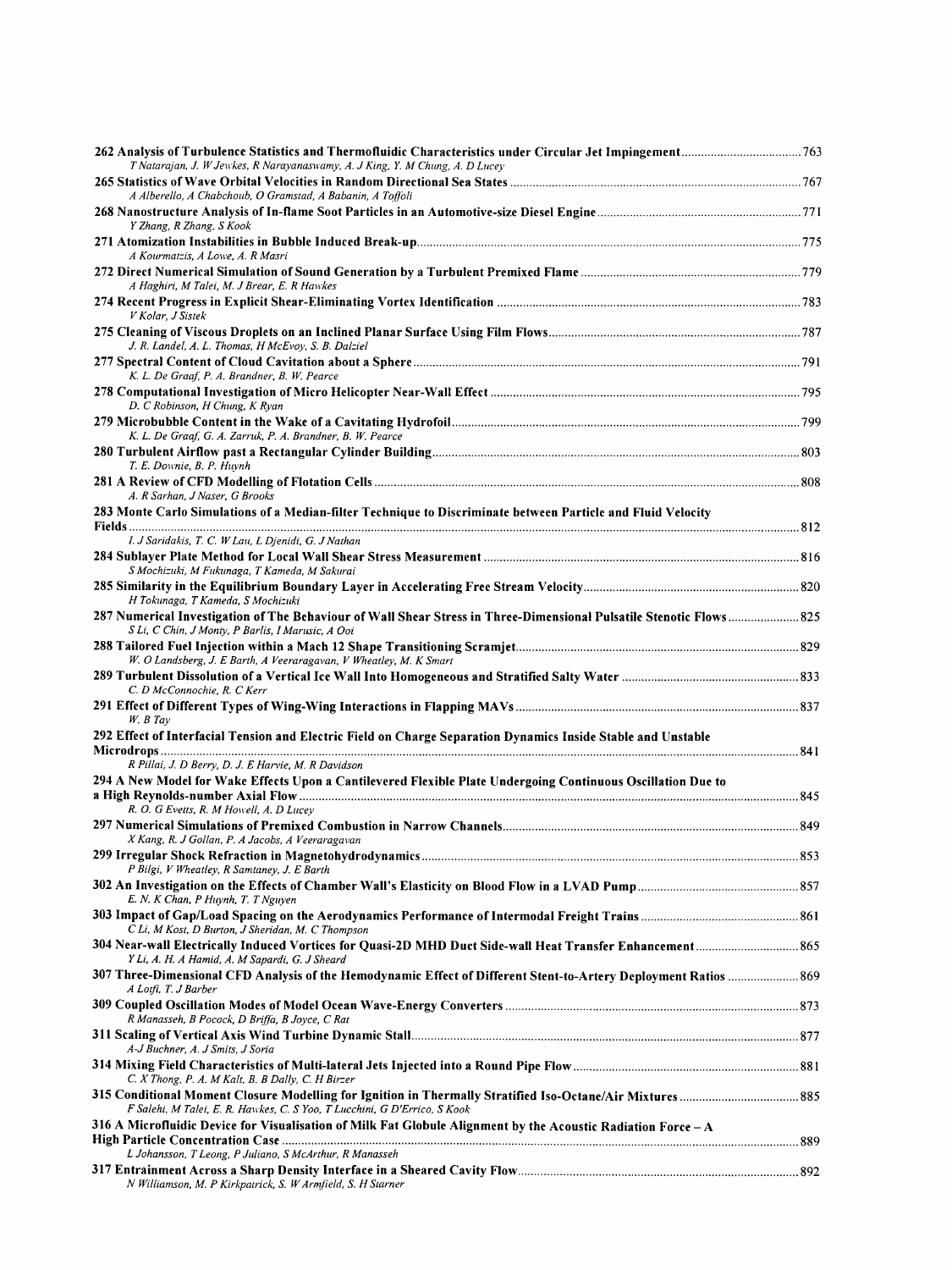**262 Analysis of Turbulence Statistics and Thermofluidic Characteristics under Circular Jet Impingement** ..... 763
*T Natarajan, J. W Jewkes, R Narayanaswamy, A. J King, Y. M Chung, A. D Lucey*

**265 Statistics of Wave Orbital Velocities in Random Directional Sea States** ..... 767
*A Alberello, A Chabchoub, O Gramstad, A Babanin, A Toffoli*

**268 Nanostructure Analysis of In-flame Soot Particles in an Automotive-size Diesel Engine** ..... 771
*Y Zhang, R Zhang, S Kook*

**271 Atomization Instabilities in Bubble Induced Break-up** ..... 775
*A Kourmatzis, A Lowe, A. R Masri*

**272 Direct Numerical Simulation of Sound Generation by a Turbulent Premixed Flame** ..... 779
*A Haghiri, M Talei, M. J Brear, E. R Hawkes*

**274 Recent Progress in Explicit Shear-Eliminating Vortex Identification** ..... 783
*V Kolar, J Sistek*

**275 Cleaning of Viscous Droplets on an Inclined Planar Surface Using Film Flows** ..... 787
*J. R. Landel, A. L. Thomas, H McEvoy, S. B. Dalziel*

**277 Spectral Content of Cloud Cavitation about a Sphere** ..... 791
*K. L. De Graaf, P. A. Brandner, B. W. Pearce*

**278 Computational Investigation of Micro Helicopter Near-Wall Effect** ..... 795
*D. C Robinson, H Chung, K Ryan*

**279 Microbubble Content in the Wake of a Cavitating Hydrofoil** ..... 799
*K. L. De Graaf, G. A. Zarruk, P. A. Brandner, B. W. Pearce*

**280 Turbulent Airflow past a Rectangular Cylinder Building** ..... 803
*T. E. Downie, B. P. Huynh*

**281 A Review of CFD Modelling of Flotation Cells** ..... 808
*A. R Sarhan, J Naser, G Brooks*

**283 Monte Carlo Simulations of a Median-filter Technique to Discriminate between Particle and Fluid Velocity Fields** ..... 812
*I. J Saridakis, T. C. W Lau, L Djenidi, G. J Nathan*

**284 Sublayer Plate Method for Local Wall Shear Stress Measurement** ..... 816
*S Mochizuki, M Fukunaga, T Kameda, M Sakurai*

**285 Similarity in the Equilibrium Boundary Layer in Accelerating Free Stream Velocity** ..... 820
*H Tokunaga, T Kameda, S Mochizuki*

**287 Numerical Investigation of The Behaviour of Wall Shear Stress in Three-Dimensional Pulsatile Stenotic Flows** ..... 825
*S Li, C Chin, J Monty, P Barlis, I Marusic, A Ooi*

**288 Tailored Fuel Injection within a Mach 12 Shape Transitioning Scramjet** ..... 829
*W. O Landsberg, J. E Barth, A Veeraragavan, V Wheatley, M. K Smart*

**289 Turbulent Dissolution of a Vertical Ice Wall Into Homogeneous and Stratified Salty Water** ..... 833
*C. D McConnochie, R. C Kerr*

**291 Effect of Different Types of Wing-Wing Interactions in Flapping MAVs** ..... 837
*W. B Tay*

**292 Effect of Interfacial Tension and Electric Field on Charge Separation Dynamics Inside Stable and Unstable Microdrops** ..... 841
*R Pillai, J. D Berry, D. J. E Harvie, M. R Davidson*

**294 A New Model for Wake Effects Upon a Cantilevered Flexible Plate Undergoing Continuous Oscillation Due to a High Reynolds-number Axial Flow** ..... 845
*R. O. G Evetts, R. M Howell, A. D Lucey*

**297 Numerical Simulations of Premixed Combustion in Narrow Channels** ..... 849
*X Kang, R. J Gollan, P. A Jacobs, A Veeraragavan*

**299 Irregular Shock Refraction in Magnetohydrodynamics** ..... 853
*P Bilgi, V Wheatley, R Samtaney, J. E Barth*

**302 An Investigation on the Effects of Chamber Wall's Elasticity on Blood Flow in a LVAD Pump** ..... 857
*E. N. K Chan, P Huynh, T. T Nguyen*

**303 Impact of Gap/Load Spacing on the Aerodynamics Performance of Intermodal Freight Trains** ..... 861
*C Li, M Kost, D Burton, J Sheridan, M. C Thompson*

**304 Near-wall Electrically Induced Vortices for Quasi-2D MHD Duct Side-wall Heat Transfer Enhancement** ..... 865
*Y Li, A. H. A Hamid, A. M Sapardi, G. J Sheard*

**307 Three-Dimensional CFD Analysis of the Hemodynamic Effect of Different Stent-to-Artery Deployment Ratios** ..... 869
*A Lotfi, T. J Barber*

**309 Coupled Oscillation Modes of Model Ocean Wave-Energy Converters** ..... 873
*R Manasseh, B Pocock, D Briffa, B Joyce, C Rat*

**311 Scaling of Vertical Axis Wind Turbine Dynamic Stall** ..... 877
*A-J Buchner, A. J Smits, J Soria*

**314 Mixing Field Characteristics of Multi-lateral Jets Injected into a Round Pipe Flow** ..... 881
*C. X Thong, P. A. M Kalt, B. B Dally, C. H Birzer*

**315 Conditional Moment Closure Modelling for Ignition in Thermally Stratified Iso-Octane/Air Mixtures** ..... 885
*F Salehi, M Talei, E. R. Hawkes, C. S Yoo, T Lucchini, G D'Errico, S Kook*

**316 A Microfluidic Device for Visualisation of Milk Fat Globule Alignment by the Acoustic Radiation Force – A High Particle Concentration Case** ..... 889
*L Johansson, T Leong, P Juliano, S McArthur, R Manasseh*

**317 Entrainment Across a Sharp Density Interface in a Sheared Cavity Flow** ..... 892
*N Williamson, M. P Kirkpatrick, S. W Armfield, S. H Starner*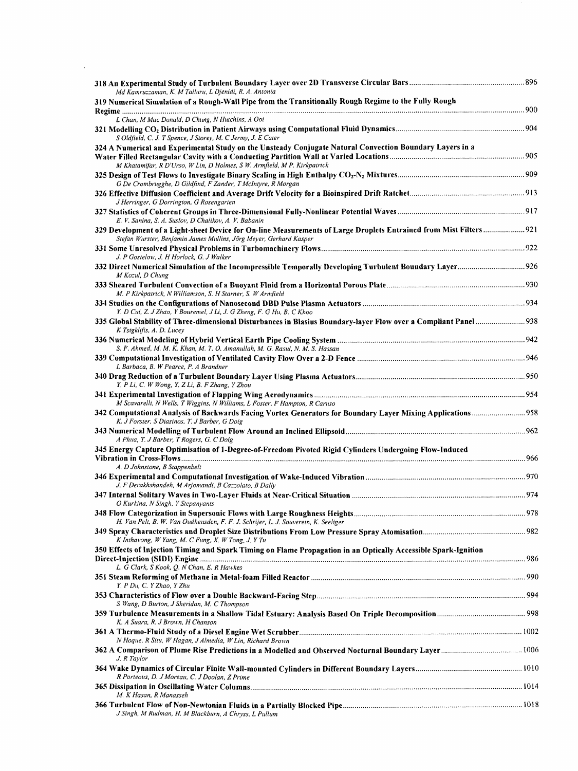**318 An Experimental Study of Turbulent Boundary Layer over 2D Transverse Circular Bars** .......... 896
*Md Kamruzzaman, K. M Talluru, L Djenidi, R. A. Antonia*

**319 Numerical Simulation of a Rough-Wall Pipe from the Transitionally Rough Regime to the Fully Rough Regime** .......... 900
*L Chan, M Mac Donald, D Chung, N Hutchins, A Ooi*

**321 Modelling $CO_2$ Distribution in Patient Airways using Computational Fluid Dynamics** .......... 904
*S Oldfield, C. J. T Spence, J Storey, M. C Jermy, J. E Cater*

**324 A Numerical and Experimental Study on the Unsteady Conjugate Natural Convection Boundary Layers in a Water Filled Rectangular Cavity with a Conducting Partition Wall at Varied Locations** .......... 905
*M Khatamifar, R D'Urso, W Lin, D Holmes, S W. Armfield, M P. Kirkpatrick*

**325 Design of Test Flows to Investigate Binary Scaling in High Enthalpy $CO_2$-$N_2$ Mixtures** .......... 909
*G De Crombrugghe, D Gildfind, F Zander, T McIntyre, R Morgan*

**326 Effective Diffusion Coefficient and Average Drift Velocity for a Bioinspired Drift Ratchet** .......... 913
*J Herringer, G Dorrington, G Rosengarten*

**327 Statistics of Coherent Groups in Three-Dimensional Fully-Nonlinear Potential Waves** .......... 917
*E. V. Sanina, S. A. Suslov, D Chalikov, A. V. Babanin*

**329 Development of a Light-sheet Device for On-line Measurements of Large Droplets Entrained from Mist Filters** .......... 921
*Stefan Wurster, Benjamin James Mullins, Jörg Meyer, Gerhard Kasper*

**331 Some Unresolved Physical Problems in Turbomachinery Flows** .......... 922
*J. P Gostelow, J. H Horlock, G. J Walker*

**332 Direct Numerical Simulation of the Incompressible Temporally Developing Turbulent Boundary Layer** .......... 926
*M Kozul, D Chung*

**333 Sheared Turbulent Convection of a Buoyant Fluid from a Horizontal Porous Plate** .......... 930
*M. P Kirkpatrick, N Williamson, S. H Starner, S. W Armfield*

**334 Studies on the Configurations of Nanosecond DBD Pulse Plasma Actuators** .......... 934
*Y. D Cui, Z. J Zhao, Y Bouremel, J Li, J. G Zheng, F. G Hu, B. C Khoo*

**335 Global Stability of Three-dimensional Disturbances in Blasius Boundary-layer Flow over a Compliant Panel** .......... 938
*K Tsigklifis, A. D. Lucey*

**336 Numerical Modeling of Hybrid Vertical Earth Pipe Cooling System** .......... 942
*S. F. Ahmed, M. M. K. Khan, M. T. O. Amanullah, M. G. Rasul, N. M. S. Hassan*

**339 Computational Investigation of Ventilated Cavity Flow Over a 2-D Fence** .......... 946
*L Barbaca, B. W Pearce, P. A Brandner*

**340 Drag Reduction of a Turbulent Boundary Layer Using Plasma Actuators** .......... 950
*Y. P Li, C. W Wong, Y. Z Li, B. F Zhang, Y Zhou*

**341 Experimental Investigation of Flapping Wing Aerodynamics** .......... 954
*M Scavarelli, N Wells, T Wiggins, N Williams, L Foster, F Hampton, R Caruso*

**342 Computational Analysis of Backwards Facing Vortex Generators for Boundary Layer Mixing Applications** .......... 958
*K. J Forster, S Diasinos, T. J Barber, G Doig*

**343 Numerical Modelling of Turbulent Flow Around an Inclined Ellipsoid** .......... 962
*A Phua, T. J Barber, T Rogers, G. C Doig*

**345 Energy Capture Optimisation of 1-Degree-of-Freedom Pivoted Rigid Cylinders Undergoing Flow-Induced Vibration in Cross-Flows** .......... 966
*A. D Johnstone, B Stappenbelt*

**346 Experimental and Computational Investigation of Wake-Induced Vibration** .......... 970
*J. F Derakhshandeh, M Arjomandi, B Cazzolato, B Dally*

**347 Internal Solitary Waves in Two-Layer Fluids at Near-Critical Situation** .......... 974
*O Kurkina, N Singh, Y Stepanyants*

**348 Flow Categorization in Supersonic Flows with Large Roughness Heights** .......... 978
*H. Van Pelt, B. W. Van Oudheusden, F. F. J. Schrijer, L. J. Souverein, K. Seeliger*

**349 Spray Characteristics and Droplet Size Distributions From Low Pressure Spray Atomisation** .......... 982
*K Inthavong, W Yang, M. C Fung, X. W Tong, J. Y Tu*

**350 Effects of Injection Timing and Spark Timing on Flame Propagation in an Optically Accessible Spark-Ignition Direct-Injection (SIDI) Engine** .......... 986
*L. G Clark, S Kook, Q. N Chan, E. R Hawkes*

**351 Steam Reforming of Methane in Metal-foam Filled Reactor** .......... 990
*Y. P Du, C. Y Zhao, Y Zhu*

**353 Characteristics of Flow over a Double Backward-Facing Step** .......... 994
*S Wang, D Burton, J Sheridan, M. C Thompson*

**359 Turbulence Measurements in a Shallow Tidal Estuary: Analysis Based On Triple Decomposition** .......... 998
*K. A Suara, R. J Brown, H Chanson*

**361 A Thermo-Fluid Study of a Diesel Engine Wet Scrubber** .......... 1002
*N Hoque, R Situ, W Hagan, J Almedia, W Lin, Richard Brown*

**362 A Comparison of Plume Rise Predictions in a Modelled and Observed Nocturnal Boundary Layer** .......... 1006
*J. R Taylor*

**364 Wake Dynamics of Circular Finite Wall-mounted Cylinders in Different Boundary Layers** .......... 1010
*R Porteous, D. J Moreau, C. J Doolan, Z Prime*

**365 Dissipation in Oscillating Water Columns** .......... 1014
*M. K Hasan, R Manasseh*

**366 Turbulent Flow of Non-Newtonian Fluids in a Partially Blocked Pipe** .......... 1018
*J Singh, M Rudman, H. M Blackburn, A Chryss, L Pullum*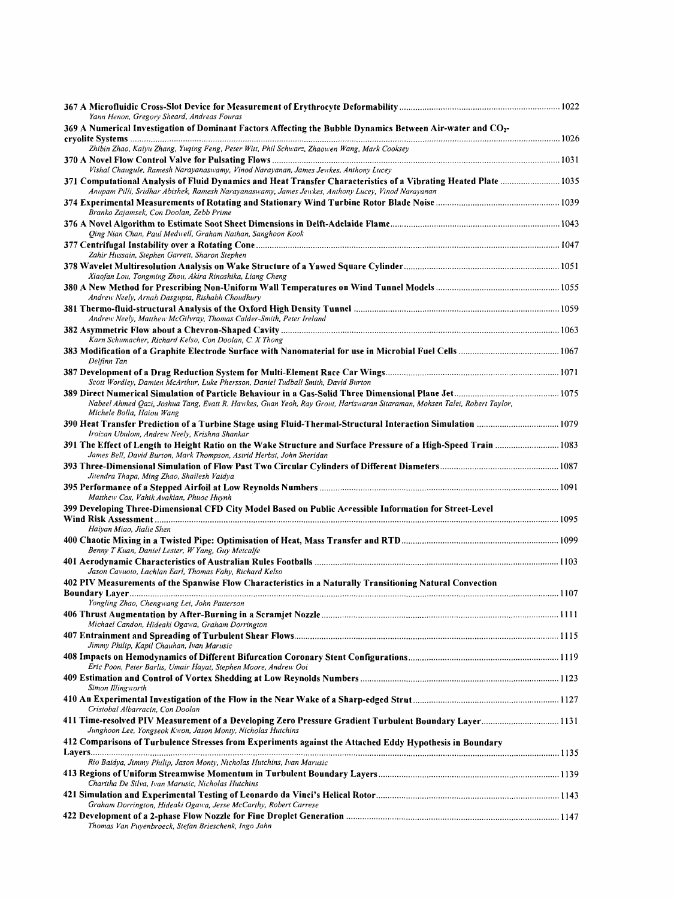**367 A Microfluidic Cross-Slot Device for Measurement of Erythrocyte Deformability** ............ 1022
*Yann Henon, Gregory Sheard, Andreas Fouras*

**369 A Numerical Investigation of Dominant Factors Affecting the Bubble Dynamics Between Air-water and $CO_2$-cryolite Systems** ............ 1026
*Zhibin Zhao, Kaiyu Zhang, Yuqing Feng, Peter Witt, Phil Schwarz, Zhaowen Wang, Mark Cooksey*

**370 A Novel Flow Control Valve for Pulsating Flows** ............ 1031
*Vishal Chaugule, Ramesh Narayanaswamy, Vinod Narayanan, James Jewkes, Anthony Lucey*

**371 Computational Analysis of Fluid Dynamics and Heat Transfer Characteristics of a Vibrating Heated Plate** ............ 1035
*Anupam Pilli, Sridhar Abishek, Ramesh Narayanaswamy, James Jewkes, Anthony Lucey, Vinod Narayanan*

**374 Experimental Measurements of Rotating and Stationary Wind Turbine Rotor Blade Noise** ............ 1039
*Branko Zajamsek, Con Doolan, Zebb Prime*

**376 A Novel Algorithm to Estimate Soot Sheet Dimensions in Delft-Adelaide Flame** ............ 1043
*Qing Nian Chan, Paul Medwell, Graham Nathan, Sanghoon Kook*

**377 Centrifugal Instability over a Rotating Cone** ............ 1047
*Zahir Hussain, Stephen Garrett, Sharon Stephen*

**378 Wavelet Multiresolution Analysis on Wake Structure of a Yawed Square Cylinder** ............ 1051
*Xiaofan Lou, Tongming Zhou, Akira Rinoshika, Liang Cheng*

**380 A New Method for Prescribing Non-Uniform Wall Temperatures on Wind Tunnel Models** ............ 1055
*Andrew Neely, Arnab Dasgupta, Rishabh Choudhury*

**381 Thermo-fluid-structural Analysis of the Oxford High Density Tunnel** ............ 1059
*Andrew Neely, Matthew McGilvray, Thomas Calder-Smith, Peter Ireland*

**382 Asymmetric Flow about a Chevron-Shaped Cavity** ............ 1063
*Karn Schumacher, Richard Kelso, Con Doolan, C. X Thong*

**383 Modification of a Graphite Electrode Surface with Nanomaterial for use in Microbial Fuel Cells** ............ 1067
*Delfinn Tan*

**387 Development of a Drag Reduction System for Multi-Element Race Car Wings** ............ 1071
*Scott Wordley, Damien McArthur, Luke Phersson, Daniel Tudball Smith, David Burton*

**389 Direct Numerical Simulation of Particle Behaviour in a Gas-Solid Three Dimensional Plane Jet** ............ 1075
*Nabeel Ahmed Qazi, Joshua Tang, Evatt R. Hawkes, Guan Yeoh, Ray Grout, Hariswaran Sitaraman, Mohsen Talei, Robert Taylor, Michele Bolla, Haiou Wang*

**390 Heat Transfer Prediction of a Turbine Stage using Fluid-Thermal-Structural Interaction Simulation** ............ 1079
*Iroizan Ubulom, Andrew Neely, Krishna Shankar*

**391 The Effect of Length to Height Ratio on the Wake Structure and Surface Pressure of a High-Speed Train** ............ 1083
*James Bell, David Burton, Mark Thompson, Astrid Herbst, John Sheridan*

**393 Three-Dimensional Simulation of Flow Past Two Circular Cylinders of Different Diameters** ............ 1087
*Jitendra Thapa, Ming Zhao, Shailesh Vaidya*

**395 Performance of a Stepped Airfoil at Low Reynolds Numbers** ............ 1091
*Matthew Cox, Vahik Avakian, Phuoc Huynh*

**399 Developing Three-Dimensional CFD City Model Based on Public Accessible Information for Street-Level Wind Risk Assessment** ............ 1095
*Haiyan Miao, Jialie Shen*

**400 Chaotic Mixing in a Twisted Pipe: Optimisation of Heat, Mass Transfer and RTD** ............ 1099
*Benny T Kuan, Daniel Lester, W Yang, Guy Metcalfe*

**401 Aerodynamic Characteristics of Australian Rules Footballs** ............ 1103
*Jason Cavuoto, Lachlan Earl, Thomas Fahy, Richard Kelso*

**402 PIV Measurements of the Spanwise Flow Characteristics in a Naturally Transitioning Natural Convection Boundary Layer** ............ 1107
*Yongling Zhao, Chengwang Lei, John Patterson*

**406 Thrust Augmentation by After-Burning in a Scramjet Nozzle** ............ 1111
*Michael Candon, Hideaki Ogawa, Graham Dorrington*

**407 Entrainment and Spreading of Turbulent Shear Flows** ............ 1115
*Jimmy Philip, Kapil Chauhan, Ivan Marusic*

**408 Impacts on Hemodynamics of Different Bifurcation Coronary Stent Configurations** ............ 1119
*Eric Poon, Peter Barlis, Umair Hayat, Stephen Moore, Andrew Ooi*

**409 Estimation and Control of Vortex Shedding at Low Reynolds Numbers** ............ 1123
*Simon Illingworth*

**410 An Experimental Investigation of the Flow in the Near Wake of a Sharp-edged Strut** ............ 1127
*Cristobal Albarracin, Con Doolan*

**411 Time-resolved PIV Measurement of a Developing Zero Pressure Gradient Turbulent Boundary Layer** ............ 1131
*Junghoon Lee, Yongseok Kwon, Jason Monty, Nicholas Hutchins*

**412 Comparisons of Turbulence Stresses from Experiments against the Attached Eddy Hypothesis in Boundary Layers** ............ 1135
*Rio Baidya, Jimmy Philip, Jason Monty, Nicholas Hutchins, Ivan Marusic*

**413 Regions of Uniform Streamwise Momentum in Turbulent Boundary Layers** ............ 1139
*Charitha De Silva, Ivan Marusic, Nicholas Hutchins*

**421 Simulation and Experimental Testing of Leonardo da Vinci's Helical Rotor** ............ 1143
*Graham Dorrington, Hideaki Ogawa, Jesse McCarthy, Robert Carrese*

**422 Development of a 2-phase Flow Nozzle for Fine Droplet Generation** ............ 1147
*Thomas Van Puyenbroeck, Stefan Brieschenk, Ingo Jahn*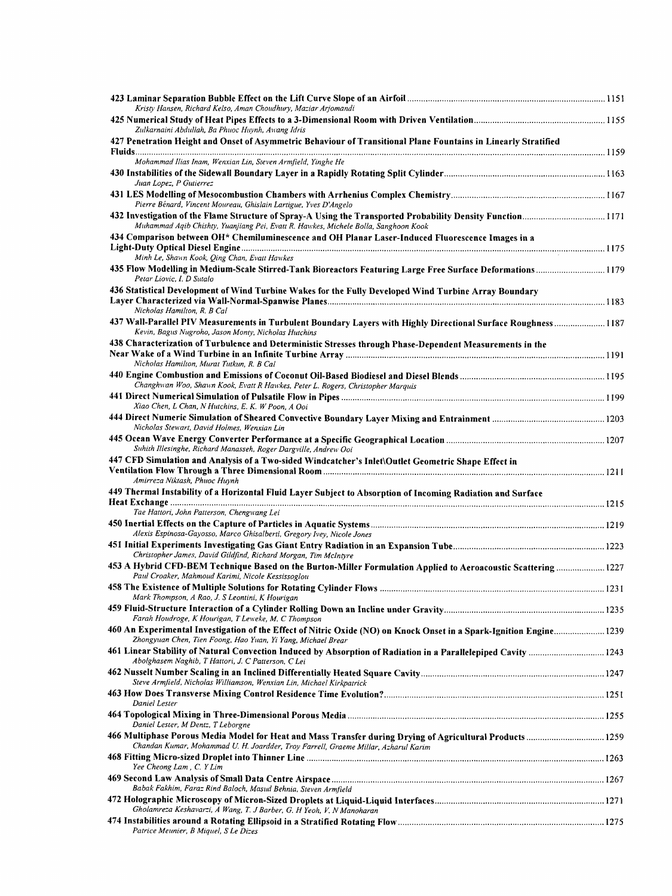**423 Laminar Separation Bubble Effect on the Lift Curve Slope of an Airfoil** ..... 1151
*Kristy Hansen, Richard Kelso, Aman Choudhury, Maziar Arjomandi*

**425 Numerical Study of Heat Pipes Effects to a 3-Dimensional Room with Driven Ventilation** ..... 1155
*Zulkarnaini Abdullah, Ba Phuoc Huynh, Awang Idris*

**427 Penetration Height and Onset of Asymmetric Behaviour of Transitional Plane Fountains in Linearly Stratified Fluids** ..... 1159
*Mohammad Ilias Inam, Wenxian Lin, Steven Armfield, Yinghe He*

**430 Instabilities of the Sidewall Boundary Layer in a Rapidly Rotating Split Cylinder** ..... 1163
*Juan Lopez, P Gutierrez*

**431 LES Modelling of Mesocombustion Chambers with Arrhenius Complex Chemistry** ..... 1167
*Pierre Bénard, Vincent Moureau, Ghislain Lartigue, Yves D'Angelo*

**432 Investigation of the Flame Structure of Spray-A Using the Transported Probability Density Function** ..... 1171
*Muhammad Aqib Chishty, Yuanjiang Pei, Evatt R. Hawkes, Michele Bolla, Sanghoon Kook*

**434 Comparison between OH* Chemiluminescence and OH Planar Laser-Induced Fluorescence Images in a Light-Duty Optical Diesel Engine** ..... 1175
*Minh Le, Shawn Kook, Qing Chan, Evatt Hawkes*

**435 Flow Modelling in Medium-Scale Stirred-Tank Bioreactors Featuring Large Free Surface Deformations** ..... 1179
*Petar Liovic, I. D Sutalo*

**436 Statistical Development of Wind Turbine Wakes for the Fully Developed Wind Turbine Array Boundary Layer Characterized via Wall-Normal-Spanwise Planes** ..... 1183
*Nicholas Hamilton, R. B Cal*

**437 Wall-Parallel PIV Measurements in Turbulent Boundary Layers with Highly Directional Surface Roughness** ..... 1187
*Kevin, Bagus Nugroho, Jason Monty, Nicholas Hutchins*

**438 Characterization of Turbulence and Deterministic Stresses through Phase-Dependent Measurements in the Near Wake of a Wind Turbine in an Infinite Turbine Array** ..... 1191
*Nicholas Hamilton, Murat Tutkun, R. B Cal*

**440 Engine Combustion and Emissions of Coconut Oil-Based Biodiesel and Diesel Blends** ..... 1195
*Changhwan Woo, Shawn Kook, Evatt R Hawkes, Peter L. Rogers, Christopher Marquis*

**441 Direct Numerical Simulation of Pulsatile Flow in Pipes** ..... 1199
*Xiao Chen, L Chan, N Hutchins, E. K. W Poon, A Ooi*

**444 Direct Numeric Simulation of Sheared Convective Boundary Layer Mixing and Entrainment** ..... 1203
*Nicholas Stewart, David Holmes, Wenxian Lin*

**445 Ocean Wave Energy Converter Performance at a Specific Geographical Location** ..... 1207
*Suhith Illesinghe, Richard Manasseh, Roger Dargville, Andrew Ooi*

**447 CFD Simulation and Analysis of a Two-sided Windcatcher's Inlet\Outlet Geometric Shape Effect in Ventilation Flow Through a Three Dimensional Room** ..... 1211
*Amirreza Niktash, Phuoc Huynh*

**449 Thermal Instability of a Horizontal Fluid Layer Subject to Absorption of Incoming Radiation and Surface Heat Exchange** ..... 1215
*Tae Hattori, John Patterson, Chengwang Lei*

**450 Inertial Effects on the Capture of Particles in Aquatic Systems** ..... 1219
*Alexis Espinosa-Gayosso, Marco Ghisalberti, Gregory Ivey, Nicole Jones*

**451 Initial Experiments Investigating Gas Giant Entry Radiation in an Expansion Tube** ..... 1223
*Christopher James, David Gildfind, Richard Morgan, Tim McIntyre*

**453 A Hybrid CFD-BEM Technique Based on the Burton-Miller Formulation Applied to Aeroacoustic Scattering** ..... 1227
*Paul Croaker, Mahmoud Karimi, Nicole Kessissoglou*

**458 The Existence of Multiple Solutions for Rotating Cylinder Flows** ..... 1231
*Mark Thompson, A Rao, J. S Leontini, K Hourigan*

**459 Fluid-Structure Interaction of a Cylinder Rolling Down an Incline under Gravity** ..... 1235
*Farah Houdroge, K Hourigan, T Leweke, M. C Thompson*

**460 An Experimental Investigation of the Effect of Nitric Oxide (NO) on Knock Onset in a Spark-Ignition Engine** ..... 1239
*Zhongyuan Chen, Tien Foong, Hao Yuan, Yi Yang, Michael Brear*

**461 Linear Stability of Natural Convection Induced by Absorption of Radiation in a Parallelepiped Cavity** ..... 1243
*Abolghasem Naghib, T Hattori, J. C Patterson, C Lei*

**462 Nusselt Number Scaling in an Inclined Differentially Heated Square Cavity** ..... 1247
*Steve Armfield, Nicholas Williamson, Wenxian Lin, Michael Kirkpatrick*

**463 How Does Transverse Mixing Control Residence Time Evolution?** ..... 1251
*Daniel Lester*

**464 Topological Mixing in Three-Dimensional Porous Media** ..... 1255
*Daniel Lester, M Dentz, T Leborgne*

**466 Multiphase Porous Media Model for Heat and Mass Transfer during Drying of Agricultural Products** ..... 1259
*Chandan Kumar, Mohammad U. H. Joardder, Troy Farrell, Graeme Millar, Azharul Karim*

**468 Fitting Micro-sized Droplet into Thinner Line** ..... 1263
*Yee Cheong Lam, C. Y Lim*

**469 Second Law Analysis of Small Data Centre Airspace** ..... 1267
*Babak Fakhim, Faraz Rind Baloch, Masud Behnia, Steven Armfield*

**472 Holographic Microscopy of Micron-Sized Droplets at Liquid-Liquid Interfaces** ..... 1271
*Gholamreza Keshavarzi, A Wang, T. J Barber, G. H Yeoh, V. N Manoharan*

**474 Instabilities around a Rotating Ellipsoid in a Stratified Rotating Flow** ..... 1275
*Patrice Meunier, B Miquel, S Le Dizes*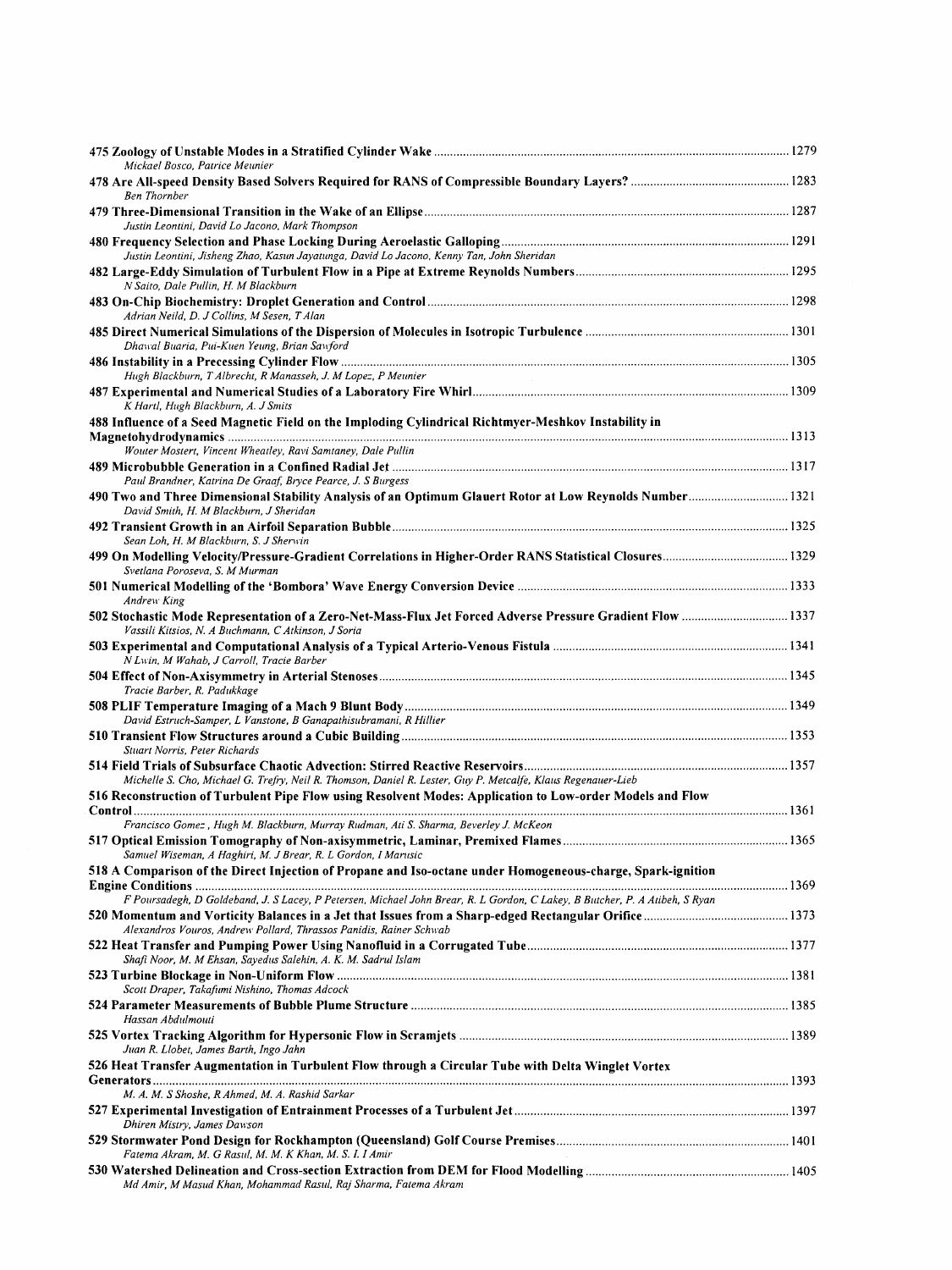475 Zoology of Unstable Modes in a Stratified Cylinder Wake ... 1279
*Mickael Bosco, Patrice Meunier*

478 Are All-speed Density Based Solvers Required for RANS of Compressible Boundary Layers? ... 1283
*Ben Thornber*

479 Three-Dimensional Transition in the Wake of an Ellipse ... 1287
*Justin Leontini, David Lo Jacono, Mark Thompson*

480 Frequency Selection and Phase Locking During Aeroelastic Galloping ... 1291
*Justin Leontini, Jisheng Zhao, Kasun Jayatunga, David Lo Jacono, Kenny Tan, John Sheridan*

482 Large-Eddy Simulation of Turbulent Flow in a Pipe at Extreme Reynolds Numbers ... 1295
*N Saito, Dale Pullin, H. M Blackburn*

483 On-Chip Biochemistry: Droplet Generation and Control ... 1298
*Adrian Neild, D. J Collins, M Sesen, T Alan*

485 Direct Numerical Simulations of the Dispersion of Molecules in Isotropic Turbulence ... 1301
*Dhawal Buaria, Pui-Kuen Yeung, Brian Sawford*

486 Instability in a Precessing Cylinder Flow ... 1305
*Hugh Blackburn, T Albrecht, R Manasseh, J. M Lopez, P Meunier*

487 Experimental and Numerical Studies of a Laboratory Fire Whirl ... 1309
*K Hartl, Hugh Blackburn, A. J Smits*

488 Influence of a Seed Magnetic Field on the Imploding Cylindrical Richtmyer-Meshkov Instability in Magnetohydrodynamics ... 1313
*Wouter Mostert, Vincent Wheatley, Ravi Samtaney, Dale Pullin*

489 Microbubble Generation in a Confined Radial Jet ... 1317
*Paul Brandner, Katrina De Graaf, Bryce Pearce, J. S Burgess*

490 Two and Three Dimensional Stability Analysis of an Optimum Glauert Rotor at Low Reynolds Number ... 1321
*David Smith, H. M Blackburn, J Sheridan*

492 Transient Growth in an Airfoil Separation Bubble ... 1325
*Sean Loh, H. M Blackburn, S. J Sherwin*

499 On Modelling Velocity/Pressure-Gradient Correlations in Higher-Order RANS Statistical Closures ... 1329
*Svetlana Poroseva, S. M Murman*

501 Numerical Modelling of the 'Bombora' Wave Energy Conversion Device ... 1333
*Andrew King*

502 Stochastic Mode Representation of a Zero-Net-Mass-Flux Jet Forced Adverse Pressure Gradient Flow ... 1337
*Vassili Kitsios, N. A Buchmann, C Atkinson, J Soria*

503 Experimental and Computational Analysis of a Typical Arterio-Venous Fistula ... 1341
*N Lwin, M Wahab, J Carroll, Tracie Barber*

504 Effect of Non-Axisymmetry in Arterial Stenoses ... 1345
*Tracie Barber, R. Padukkage*

508 PLIF Temperature Imaging of a Mach 9 Blunt Body ... 1349
*David Estruch-Samper, L Vanstone, B Ganapathisubramani, R Hillier*

510 Transient Flow Structures around a Cubic Building ... 1353
*Stuart Norris, Peter Richards*

514 Field Trials of Subsurface Chaotic Advection: Stirred Reactive Reservoirs ... 1357
*Michelle S. Cho, Michael G. Trefry, Neil R. Thomson, Daniel R. Lester, Guy P. Metcalfe, Klaus Regenauer-Lieb*

516 Reconstruction of Turbulent Pipe Flow using Resolvent Modes: Application to Low-order Models and Flow Control ... 1361
*Francisco Gomez , Hugh M. Blackburn, Murray Rudman, Ati S. Sharma, Beverley J. McKeon*

517 Optical Emission Tomography of Non-axisymmetric, Laminar, Premixed Flames ... 1365
*Samuel Wiseman, A Haghiri, M. J Brear, R. L Gordon, I Marusic*

518 A Comparison of the Direct Injection of Propane and Iso-octane under Homogeneous-charge, Spark-ignition Engine Conditions ... 1369
*F Poursadegh, D Goldeband, J. S Lacey, P Petersen, Michael John Brear, R. L Gordon, C Lakey, B Butcher, P. A Atibeh, S Ryan*

520 Momentum and Vorticity Balances in a Jet that Issues from a Sharp-edged Rectangular Orifice ... 1373
*Alexandros Vouros, Andrew Pollard, Thrassos Panidis, Rainer Schwab*

522 Heat Transfer and Pumping Power Using Nanofluid in a Corrugated Tube ... 1377
*Shafi Noor, M. M Ehsan, Sayedus Salehin, A. K. M. Sadrul Islam*

523 Turbine Blockage in Non-Uniform Flow ... 1381
*Scott Draper, Takafumi Nishino, Thomas Adcock*

524 Parameter Measurements of Bubble Plume Structure ... 1385
*Hassan Abdulmouti*

525 Vortex Tracking Algorithm for Hypersonic Flow in Scramjets ... 1389
*Juan R. Llobet, James Barth, Ingo Jahn*

526 Heat Transfer Augmentation in Turbulent Flow through a Circular Tube with Delta Winglet Vortex Generators ... 1393
*M. A. M. S Shoshe, R Ahmed, M. A. Rashid Sarkar*

527 Experimental Investigation of Entrainment Processes of a Turbulent Jet ... 1397
*Dhiren Mistry, James Dawson*

529 Stormwater Pond Design for Rockhampton (Queensland) Golf Course Premises ... 1401
*Fatema Akram, M. G Rasul, M. M. K Khan, M. S. I. I Amir*

530 Watershed Delineation and Cross-section Extraction from DEM for Flood Modelling ... 1405
*Md Amir, M Masud Khan, Mohammad Rasul, Raj Sharma, Fatema Akram*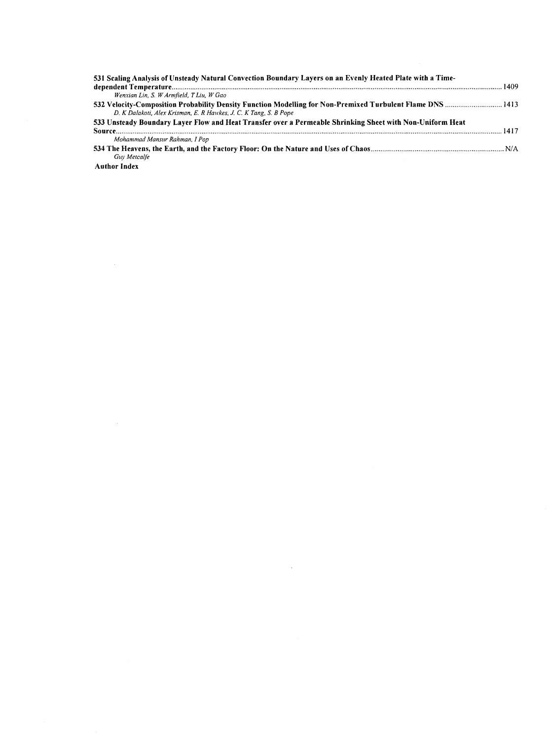**531 Scaling Analysis of Unsteady Natural Convection Boundary Layers on an Evenly Heated Plate with a Time-dependent Temperature** .......... 1409
*Wenxian Lin, S. W Armfield, T Liu, W Gao*

**532 Velocity-Composition Probability Density Function Modelling for Non-Premixed Turbulent Flame DNS** .......... 1413
*D. K Dalakoti, Alex Krisman, E. R Hawkes, J. C. K Tang, S. B Pope*

**533 Unsteady Boundary Layer Flow and Heat Transfer over a Permeable Shrinking Sheet with Non-Uniform Heat Source** .......... 1417
*Mohammad Mansur Rahman, I Pop*

**534 The Heavens, the Earth, and the Factory Floor: On the Nature and Uses of Chaos** .......... N/A
*Guy Metcalfe*

**Author Index**